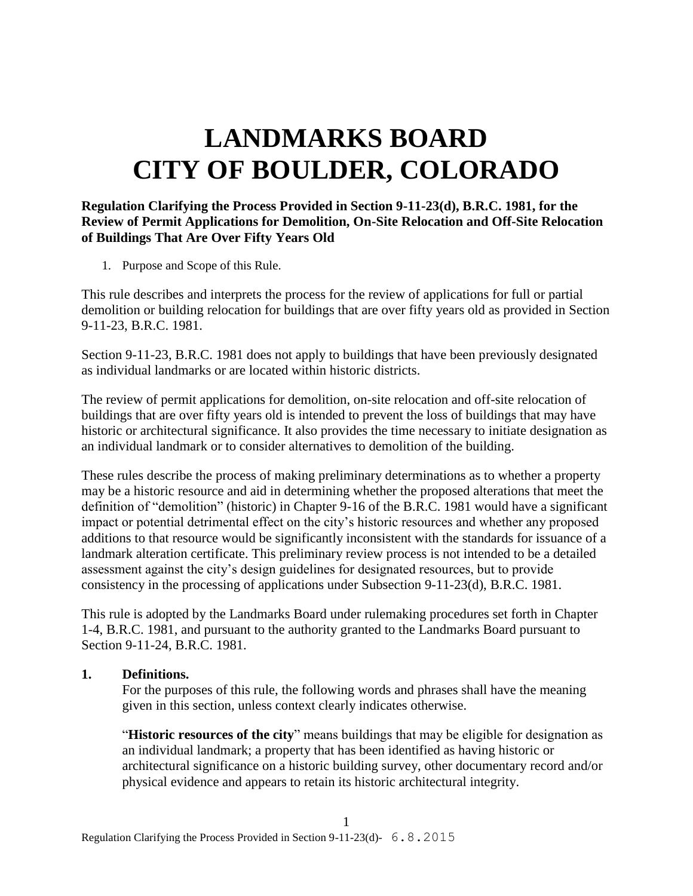# LANDMARKS BOARD
# CITY OF BOULDER, COLORADO

**Regulation Clarifying the Process Provided in Section 9-11-23(d), B.R.C. 1981, for the Review of Permit Applications for Demolition, On-Site Relocation and Off-Site Relocation of Buildings That Are Over Fifty Years Old**

1. Purpose and Scope of this Rule.

This rule describes and interprets the process for the review of applications for full or partial demolition or building relocation for buildings that are over fifty years old as provided in Section 9-11-23, B.R.C. 1981.

Section 9-11-23, B.R.C. 1981 does not apply to buildings that have been previously designated as individual landmarks or are located within historic districts.

The review of permit applications for demolition, on-site relocation and off-site relocation of buildings that are over fifty years old is intended to prevent the loss of buildings that may have historic or architectural significance. It also provides the time necessary to initiate designation as an individual landmark or to consider alternatives to demolition of the building.

These rules describe the process of making preliminary determinations as to whether a property may be a historic resource and aid in determining whether the proposed alterations that meet the definition of "demolition" (historic) in Chapter 9-16 of the B.R.C. 1981 would have a significant impact or potential detrimental effect on the city's historic resources and whether any proposed additions to that resource would be significantly inconsistent with the standards for issuance of a landmark alteration certificate. This preliminary review process is not intended to be a detailed assessment against the city's design guidelines for designated resources, but to provide consistency in the processing of applications under Subsection 9-11-23(d), B.R.C. 1981.

This rule is adopted by the Landmarks Board under rulemaking procedures set forth in Chapter 1-4, B.R.C. 1981, and pursuant to the authority granted to the Landmarks Board pursuant to Section 9-11-24, B.R.C. 1981.

**1. Definitions.**

For the purposes of this rule, the following words and phrases shall have the meaning given in this section, unless context clearly indicates otherwise.

"**Historic resources of the city**" means buildings that may be eligible for designation as an individual landmark; a property that has been identified as having historic or architectural significance on a historic building survey, other documentary record and/or physical evidence and appears to retain its historic architectural integrity.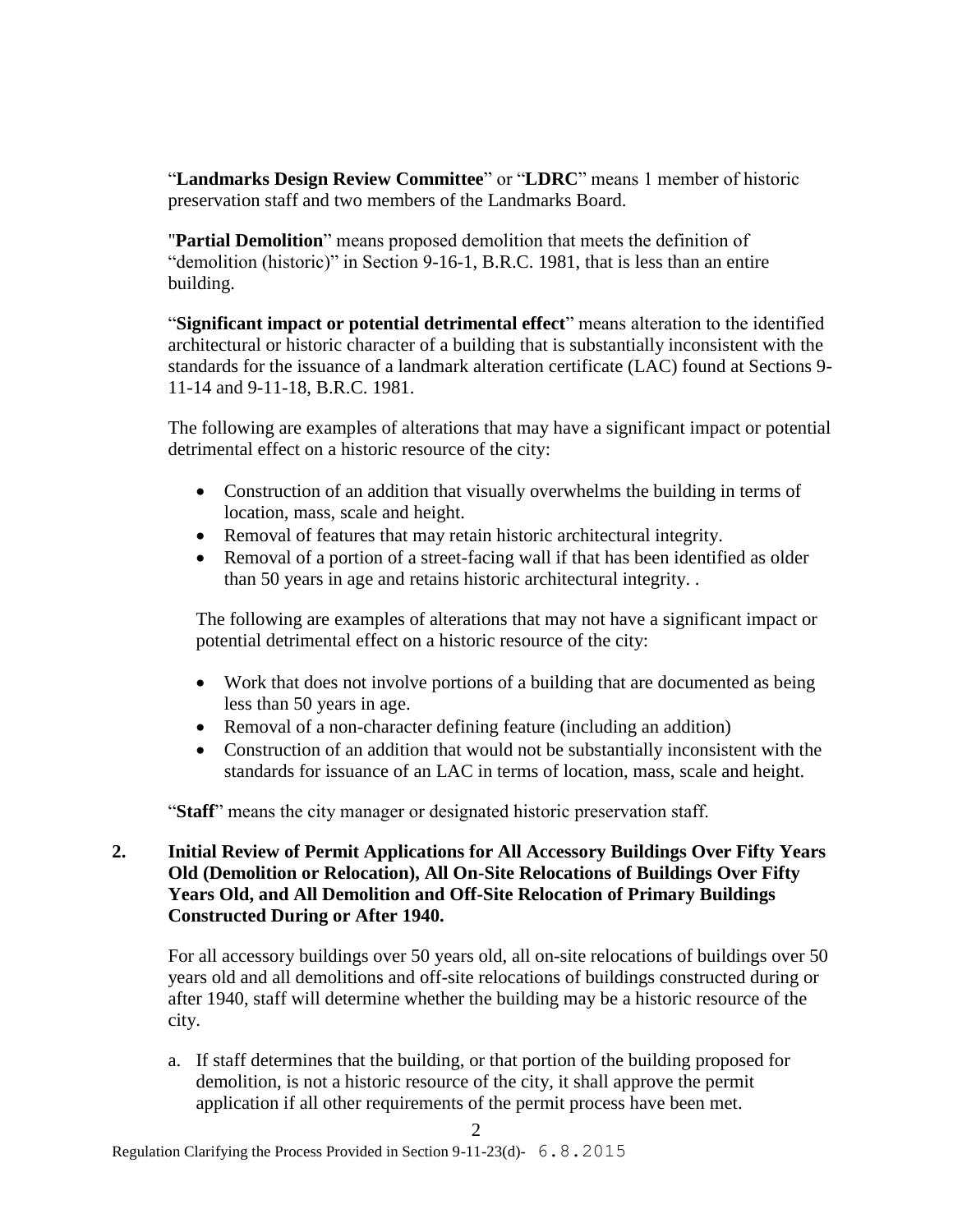"**Landmarks Design Review Committee**" or "**LDRC**" means 1 member of historic preservation staff and two members of the Landmarks Board.

"**Partial Demolition**" means proposed demolition that meets the definition of "demolition (historic)" in Section 9-16-1, B.R.C. 1981, that is less than an entire building.

"**Significant impact or potential detrimental effect**" means alteration to the identified architectural or historic character of a building that is substantially inconsistent with the standards for the issuance of a landmark alteration certificate (LAC) found at Sections 9-11-14 and 9-11-18, B.R.C. 1981.

The following are examples of alterations that may have a significant impact or potential detrimental effect on a historic resource of the city:

- Construction of an addition that visually overwhelms the building in terms of location, mass, scale and height.
- Removal of features that may retain historic architectural integrity.
- Removal of a portion of a street-facing wall if that has been identified as older than 50 years in age and retains historic architectural integrity. .

The following are examples of alterations that may not have a significant impact or potential detrimental effect on a historic resource of the city:

- Work that does not involve portions of a building that are documented as being less than 50 years in age.
- Removal of a non-character defining feature (including an addition)
- Construction of an addition that would not be substantially inconsistent with the standards for issuance of an LAC in terms of location, mass, scale and height.

"**Staff**" means the city manager or designated historic preservation staff.

## 2. Initial Review of Permit Applications for All Accessory Buildings Over Fifty Years Old (Demolition or Relocation), All On-Site Relocations of Buildings Over Fifty Years Old, and All Demolition and Off-Site Relocation of Primary Buildings Constructed During or After 1940.

For all accessory buildings over 50 years old, all on-site relocations of buildings over 50 years old and all demolitions and off-site relocations of buildings constructed during or after 1940, staff will determine whether the building may be a historic resource of the city.

a. If staff determines that the building, or that portion of the building proposed for demolition, is not a historic resource of the city, it shall approve the permit application if all other requirements of the permit process have been met.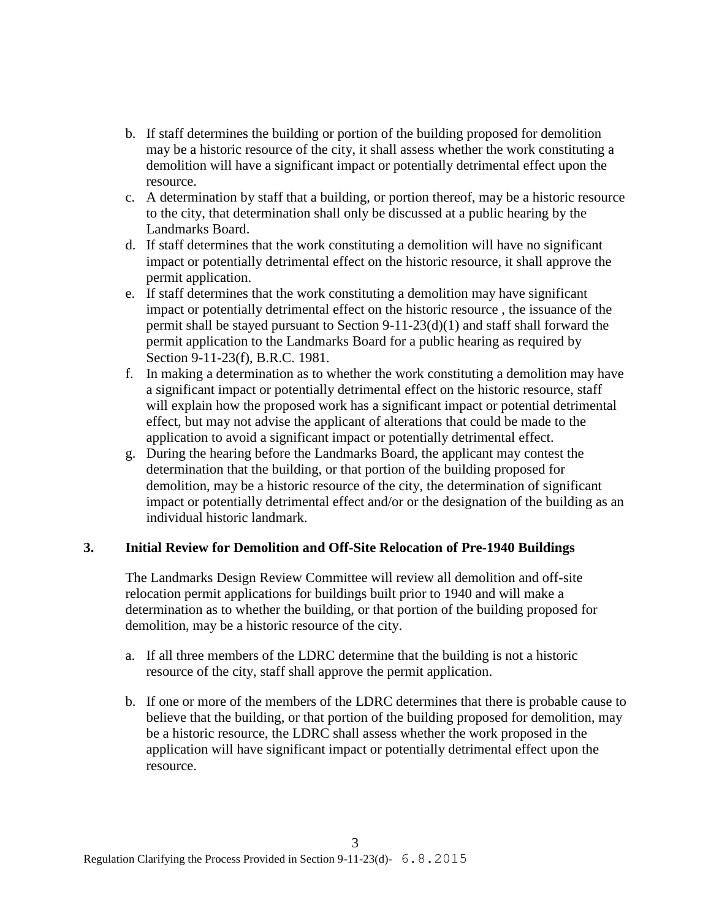b. If staff determines the building or portion of the building proposed for demolition may be a historic resource of the city, it shall assess whether the work constituting a demolition will have a significant impact or potentially detrimental effect upon the resource.
c. A determination by staff that a building, or portion thereof, may be a historic resource to the city, that determination shall only be discussed at a public hearing by the Landmarks Board.
d. If staff determines that the work constituting a demolition will have no significant impact or potentially detrimental effect on the historic resource, it shall approve the permit application.
e. If staff determines that the work constituting a demolition may have significant impact or potentially detrimental effect on the historic resource , the issuance of the permit shall be stayed pursuant to Section 9-11-23(d)(1) and staff shall forward the permit application to the Landmarks Board for a public hearing as required by Section 9-11-23(f), B.R.C. 1981.
f. In making a determination as to whether the work constituting a demolition may have a significant impact or potentially detrimental effect on the historic resource, staff will explain how the proposed work has a significant impact or potential detrimental effect, but may not advise the applicant of alterations that could be made to the application to avoid a significant impact or potentially detrimental effect.
g. During the hearing before the Landmarks Board, the applicant may contest the determination that the building, or that portion of the building proposed for demolition, may be a historic resource of the city, the determination of significant impact or potentially detrimental effect and/or or the designation of the building as an individual historic landmark.

**3. Initial Review for Demolition and Off-Site Relocation of Pre-1940 Buildings**

The Landmarks Design Review Committee will review all demolition and off-site relocation permit applications for buildings built prior to 1940 and will make a determination as to whether the building, or that portion of the building proposed for demolition, may be a historic resource of the city.

a. If all three members of the LDRC determine that the building is not a historic resource of the city, staff shall approve the permit application.

b. If one or more of the members of the LDRC determines that there is probable cause to believe that the building, or that portion of the building proposed for demolition, may be a historic resource, the LDRC shall assess whether the work proposed in the application will have significant impact or potentially detrimental effect upon the resource.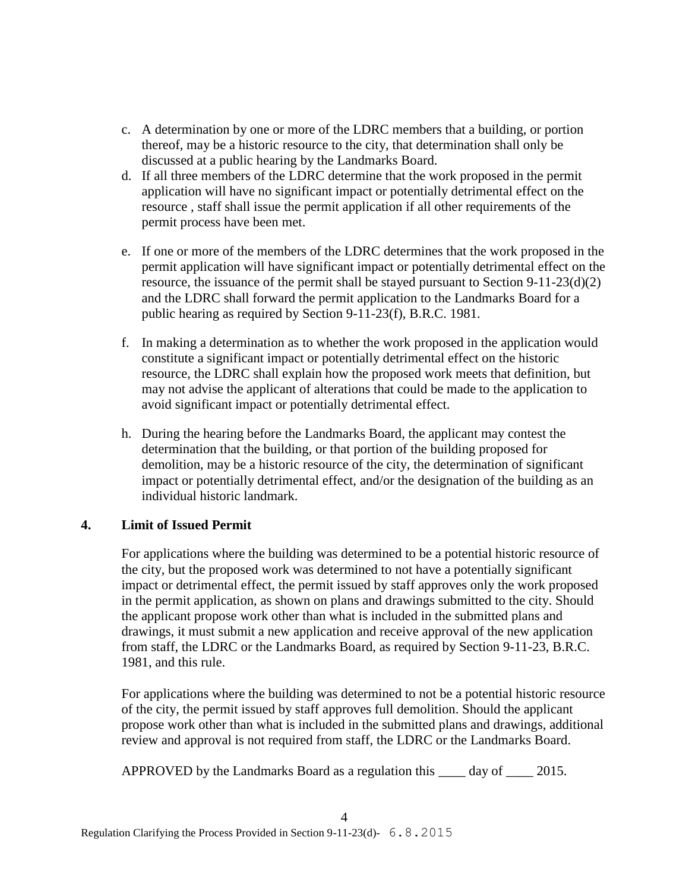c. A determination by one or more of the LDRC members that a building, or portion thereof, may be a historic resource to the city, that determination shall only be discussed at a public hearing by the Landmarks Board.
d. If all three members of the LDRC determine that the work proposed in the permit application will have no significant impact or potentially detrimental effect on the resource , staff shall issue the permit application if all other requirements of the permit process have been met.

e. If one or more of the members of the LDRC determines that the work proposed in the permit application will have significant impact or potentially detrimental effect on the resource, the issuance of the permit shall be stayed pursuant to Section 9-11-23(d)(2) and the LDRC shall forward the permit application to the Landmarks Board for a public hearing as required by Section 9-11-23(f), B.R.C. 1981.

f. In making a determination as to whether the work proposed in the application would constitute a significant impact or potentially detrimental effect on the historic resource, the LDRC shall explain how the proposed work meets that definition, but may not advise the applicant of alterations that could be made to the application to avoid significant impact or potentially detrimental effect.

h. During the hearing before the Landmarks Board, the applicant may contest the determination that the building, or that portion of the building proposed for demolition, may be a historic resource of the city, the determination of significant impact or potentially detrimental effect, and/or the designation of the building as an individual historic landmark.

**4. Limit of Issued Permit**

For applications where the building was determined to be a potential historic resource of the city, but the proposed work was determined to not have a potentially significant impact or detrimental effect, the permit issued by staff approves only the work proposed in the permit application, as shown on plans and drawings submitted to the city. Should the applicant propose work other than what is included in the submitted plans and drawings, it must submit a new application and receive approval of the new application from staff, the LDRC or the Landmarks Board, as required by Section 9-11-23, B.R.C. 1981, and this rule.

For applications where the building was determined to not be a potential historic resource of the city, the permit issued by staff approves full demolition. Should the applicant propose work other than what is included in the submitted plans and drawings, additional review and approval is not required from staff, the LDRC or the Landmarks Board.

APPROVED by the Landmarks Board as a regulation this ____ day of ____ 2015.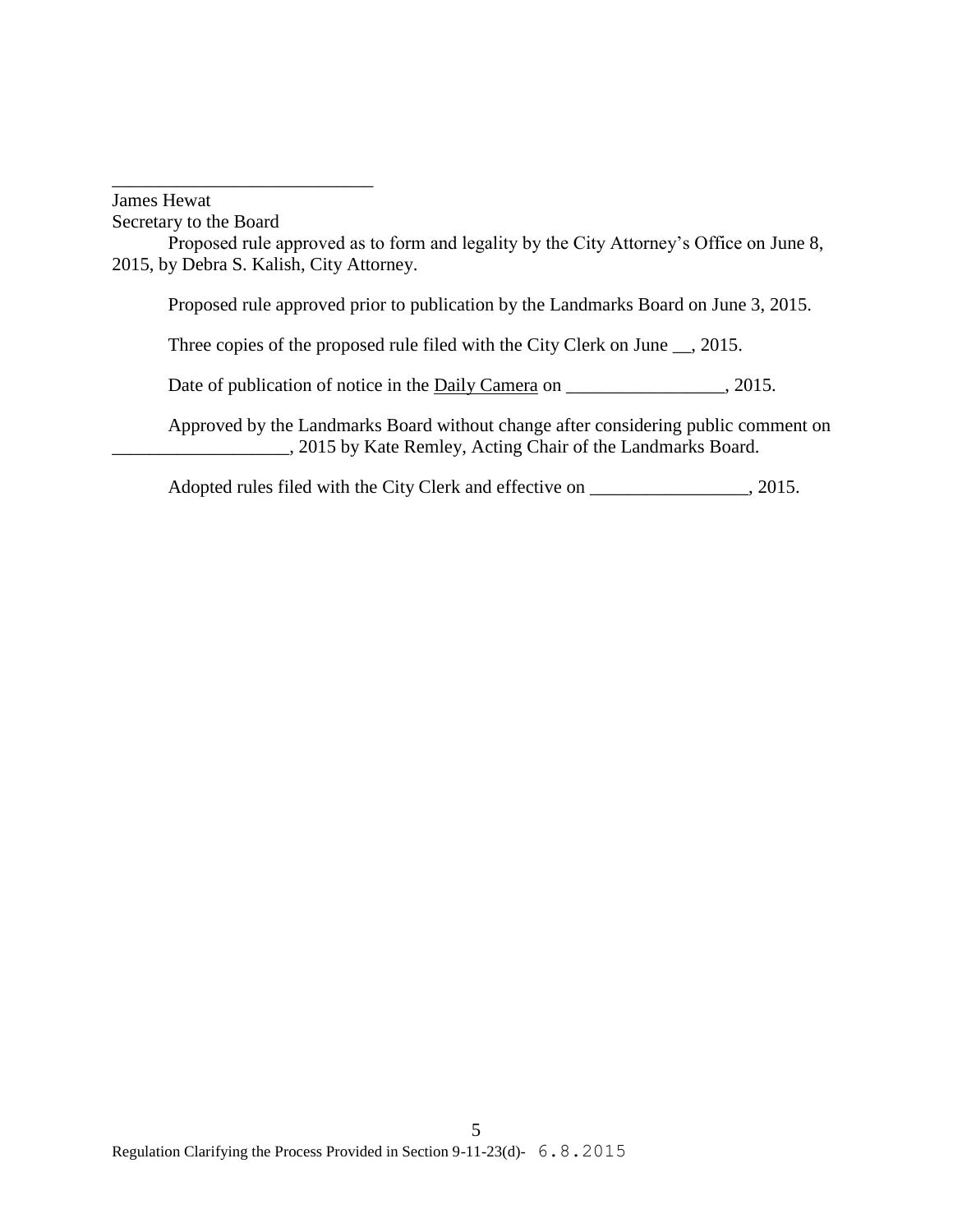\_\_\_\_\_\_\_\_\_\_\_\_\_\_\_\_\_\_\_\_\_\_\_\_\_\_\_\_

James Hewat
Secretary to the Board

Proposed rule approved as to form and legality by the City Attorney's Office on June 8, 2015, by Debra S. Kalish, City Attorney.

Proposed rule approved prior to publication by the Landmarks Board on June 3, 2015.

Three copies of the proposed rule filed with the City Clerk on June __, 2015.

Date of publication of notice in the Daily Camera on _________________, 2015.

Approved by the Landmarks Board without change after considering public comment on ___________________, 2015 by Kate Remley, Acting Chair of the Landmarks Board.

Adopted rules filed with the City Clerk and effective on _________________, 2015.